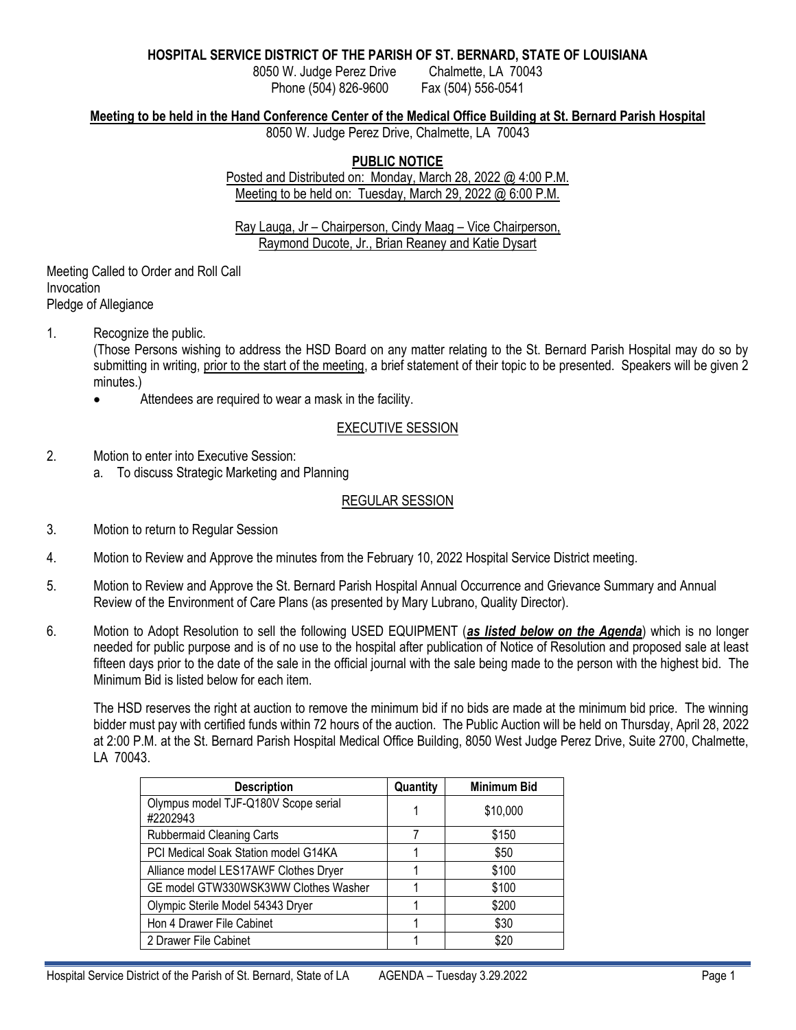**HOSPITAL SERVICE DISTRICT OF THE PARISH OF ST. BERNARD, STATE OF LOUISIANA**

8050 W. Judge Perez Drive Chalmette, LA 70043
Phone (504) 826-9600 Fax (504) 556-0541

**Meeting to be held in the Hand Conference Center of the Medical Office Building at St. Bernard Parish Hospital**

8050 W. Judge Perez Drive, Chalmette, LA 70043

**PUBLIC NOTICE**

Posted and Distributed on: Monday, March 28, 2022 @ 4:00 P.M.
Meeting to be held on: Tuesday, March 29, 2022 @ 6:00 P.M.

Ray Lauga, Jr – Chairperson, Cindy Maag – Vice Chairperson,
Raymond Ducote, Jr., Brian Reaney and Katie Dysart

Meeting Called to Order and Roll Call
Invocation
Pledge of Allegiance

1. Recognize the public.
   (Those Persons wishing to address the HSD Board on any matter relating to the St. Bernard Parish Hospital may do so by submitting in writing, prior to the start of the meeting, a brief statement of their topic to be presented. Speakers will be given 2 minutes.)
   - Attendees are required to wear a mask in the facility.

EXECUTIVE SESSION

2. Motion to enter into Executive Session:
   a. To discuss Strategic Marketing and Planning

REGULAR SESSION

3. Motion to return to Regular Session

4. Motion to Review and Approve the minutes from the February 10, 2022 Hospital Service District meeting.

5. Motion to Review and Approve the St. Bernard Parish Hospital Annual Occurrence and Grievance Summary and Annual Review of the Environment of Care Plans (as presented by Mary Lubrano, Quality Director).

6. Motion to Adopt Resolution to sell the following USED EQUIPMENT (***as listed below on the Agenda***) which is no longer needed for public purpose and is of no use to the hospital after publication of Notice of Resolution and proposed sale at least fifteen days prior to the date of the sale in the official journal with the sale being made to the person with the highest bid. The Minimum Bid is listed below for each item.

   The HSD reserves the right at auction to remove the minimum bid if no bids are made at the minimum bid price. The winning bidder must pay with certified funds within 72 hours of the auction. The Public Auction will be held on Thursday, April 28, 2022 at 2:00 P.M. at the St. Bernard Parish Hospital Medical Office Building, 8050 West Judge Perez Drive, Suite 2700, Chalmette, LA 70043.

| Description | Quantity | Minimum Bid |
|---|---|---|
| Olympus model TJF-Q180V Scope serial #2202943 | 1 | $10,000 |
| Rubbermaid Cleaning Carts | 7 | $150 |
| PCI Medical Soak Station model G14KA | 1 | $50 |
| Alliance model LES17AWF Clothes Dryer | 1 | $100 |
| GE model GTW330WSK3WW Clothes Washer | 1 | $100 |
| Olympic Sterile Model 54343 Dryer | 1 | $200 |
| Hon 4 Drawer File Cabinet | 1 | $30 |
| 2 Drawer File Cabinet | 1 | $20 |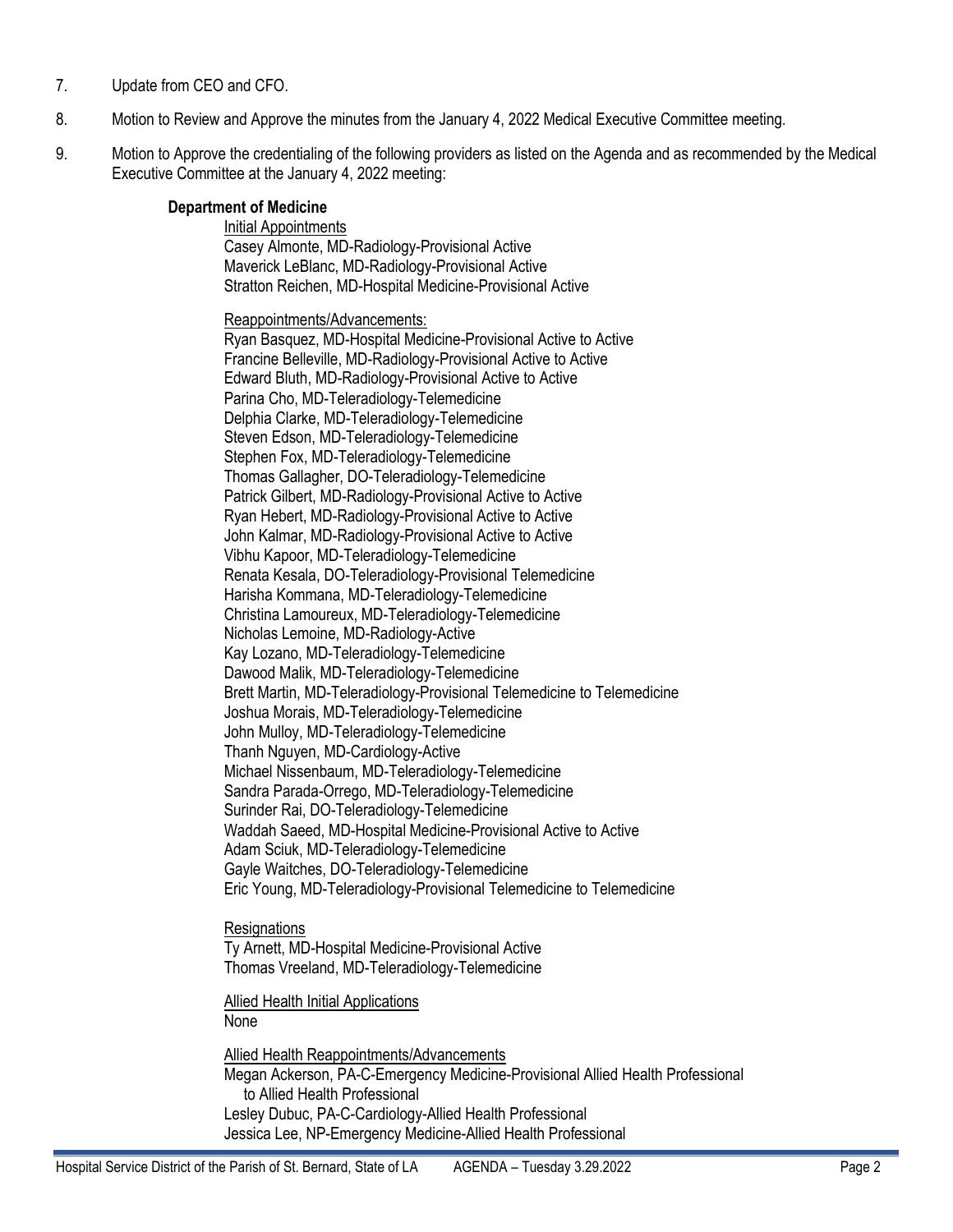7. Update from CEO and CFO.

8. Motion to Review and Approve the minutes from the January 4, 2022 Medical Executive Committee meeting.

9. Motion to Approve the credentialing of the following providers as listed on the Agenda and as recommended by the Medical Executive Committee at the January 4, 2022 meeting:

**Department of Medicine**

Initial Appointments
Casey Almonte, MD-Radiology-Provisional Active
Maverick LeBlanc, MD-Radiology-Provisional Active
Stratton Reichen, MD-Hospital Medicine-Provisional Active

Reappointments/Advancements:
Ryan Basquez, MD-Hospital Medicine-Provisional Active to Active
Francine Belleville, MD-Radiology-Provisional Active to Active
Edward Bluth, MD-Radiology-Provisional Active to Active
Parina Cho, MD-Teleradiology-Telemedicine
Delphia Clarke, MD-Teleradiology-Telemedicine
Steven Edson, MD-Teleradiology-Telemedicine
Stephen Fox, MD-Teleradiology-Telemedicine
Thomas Gallagher, DO-Teleradiology-Telemedicine
Patrick Gilbert, MD-Radiology-Provisional Active to Active
Ryan Hebert, MD-Radiology-Provisional Active to Active
John Kalmar, MD-Radiology-Provisional Active to Active
Vibhu Kapoor, MD-Teleradiology-Telemedicine
Renata Kesala, DO-Teleradiology-Provisional Telemedicine
Harisha Kommana, MD-Teleradiology-Telemedicine
Christina Lamoureux, MD-Teleradiology-Telemedicine
Nicholas Lemoine, MD-Radiology-Active
Kay Lozano, MD-Teleradiology-Telemedicine
Dawood Malik, MD-Teleradiology-Telemedicine
Brett Martin, MD-Teleradiology-Provisional Telemedicine to Telemedicine
Joshua Morais, MD-Teleradiology-Telemedicine
John Mulloy, MD-Teleradiology-Telemedicine
Thanh Nguyen, MD-Cardiology-Active
Michael Nissenbaum, MD-Teleradiology-Telemedicine
Sandra Parada-Orrego, MD-Teleradiology-Telemedicine
Surinder Rai, DO-Teleradiology-Telemedicine
Waddah Saeed, MD-Hospital Medicine-Provisional Active to Active
Adam Sciuk, MD-Teleradiology-Telemedicine
Gayle Waitches, DO-Teleradiology-Telemedicine
Eric Young, MD-Teleradiology-Provisional Telemedicine to Telemedicine

Resignations
Ty Arnett, MD-Hospital Medicine-Provisional Active
Thomas Vreeland, MD-Teleradiology-Telemedicine

Allied Health Initial Applications
None

Allied Health Reappointments/Advancements
Megan Ackerson, PA-C-Emergency Medicine-Provisional Allied Health Professional to Allied Health Professional
Lesley Dubuc, PA-C-Cardiology-Allied Health Professional
Jessica Lee, NP-Emergency Medicine-Allied Health Professional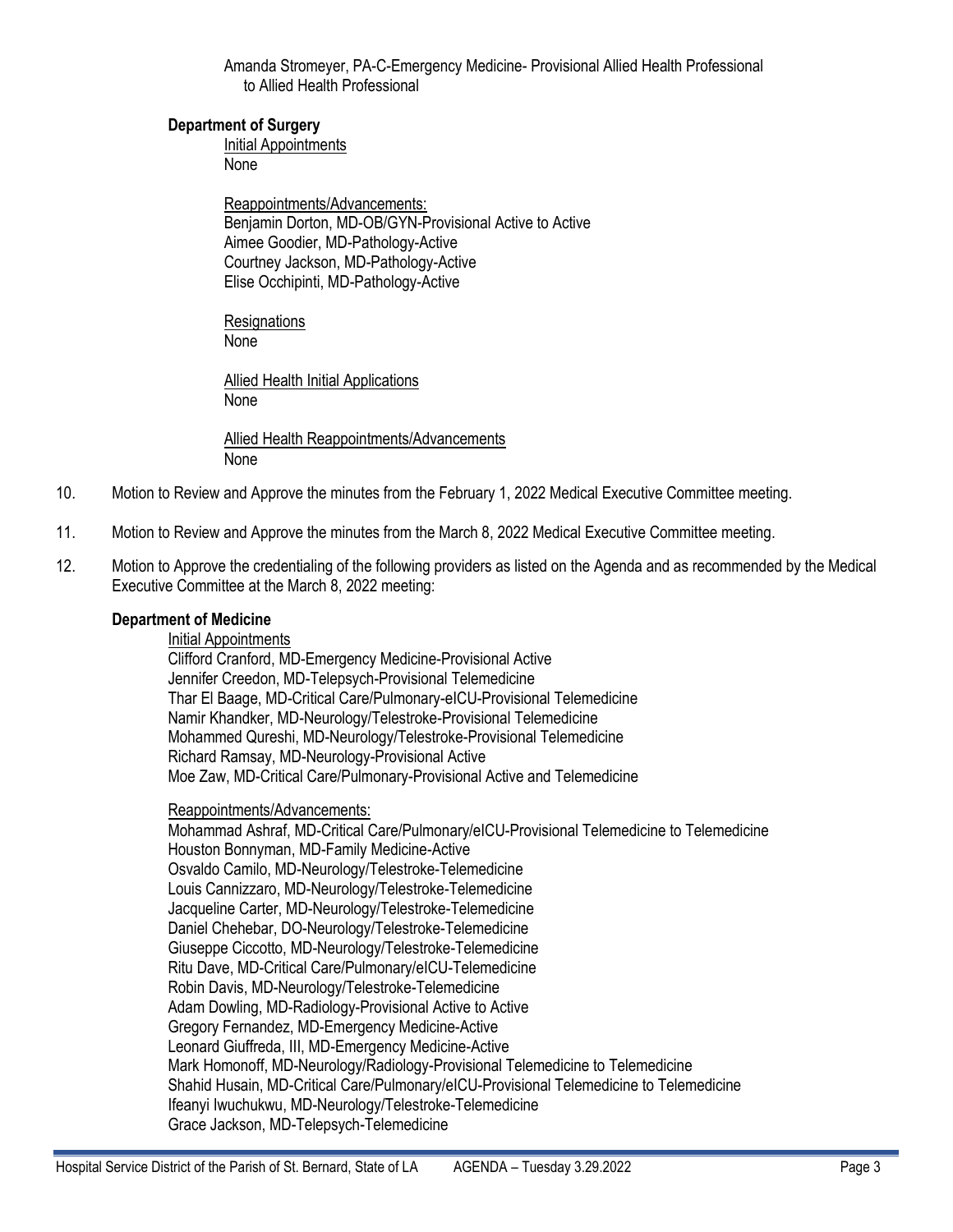Amanda Stromeyer, PA-C-Emergency Medicine- Provisional Allied Health Professional to Allied Health Professional

**Department of Surgery**

Initial Appointments
None

Reappointments/Advancements:
Benjamin Dorton, MD-OB/GYN-Provisional Active to Active
Aimee Goodier, MD-Pathology-Active
Courtney Jackson, MD-Pathology-Active
Elise Occhipinti, MD-Pathology-Active

Resignations
None

Allied Health Initial Applications
None

Allied Health Reappointments/Advancements
None

10. Motion to Review and Approve the minutes from the February 1, 2022 Medical Executive Committee meeting.

11. Motion to Review and Approve the minutes from the March 8, 2022 Medical Executive Committee meeting.

12. Motion to Approve the credentialing of the following providers as listed on the Agenda and as recommended by the Medical Executive Committee at the March 8, 2022 meeting:

**Department of Medicine**

Initial Appointments
Clifford Cranford, MD-Emergency Medicine-Provisional Active
Jennifer Creedon, MD-Telepsych-Provisional Telemedicine
Thar El Baage, MD-Critical Care/Pulmonary-eICU-Provisional Telemedicine
Namir Khandker, MD-Neurology/Telestroke-Provisional Telemedicine
Mohammed Qureshi, MD-Neurology/Telestroke-Provisional Telemedicine
Richard Ramsay, MD-Neurology-Provisional Active
Moe Zaw, MD-Critical Care/Pulmonary-Provisional Active and Telemedicine

Reappointments/Advancements:
Mohammad Ashraf, MD-Critical Care/Pulmonary/eICU-Provisional Telemedicine to Telemedicine
Houston Bonnyman, MD-Family Medicine-Active
Osvaldo Camilo, MD-Neurology/Telestroke-Telemedicine
Louis Cannizzaro, MD-Neurology/Telestroke-Telemedicine
Jacqueline Carter, MD-Neurology/Telestroke-Telemedicine
Daniel Chehebar, DO-Neurology/Telestroke-Telemedicine
Giuseppe Ciccotto, MD-Neurology/Telestroke-Telemedicine
Ritu Dave, MD-Critical Care/Pulmonary/eICU-Telemedicine
Robin Davis, MD-Neurology/Telestroke-Telemedicine
Adam Dowling, MD-Radiology-Provisional Active to Active
Gregory Fernandez, MD-Emergency Medicine-Active
Leonard Giuffreda, III, MD-Emergency Medicine-Active
Mark Homonoff, MD-Neurology/Radiology-Provisional Telemedicine to Telemedicine
Shahid Husain, MD-Critical Care/Pulmonary/eICU-Provisional Telemedicine to Telemedicine
Ifeanyi Iwuchukwu, MD-Neurology/Telestroke-Telemedicine
Grace Jackson, MD-Telepsych-Telemedicine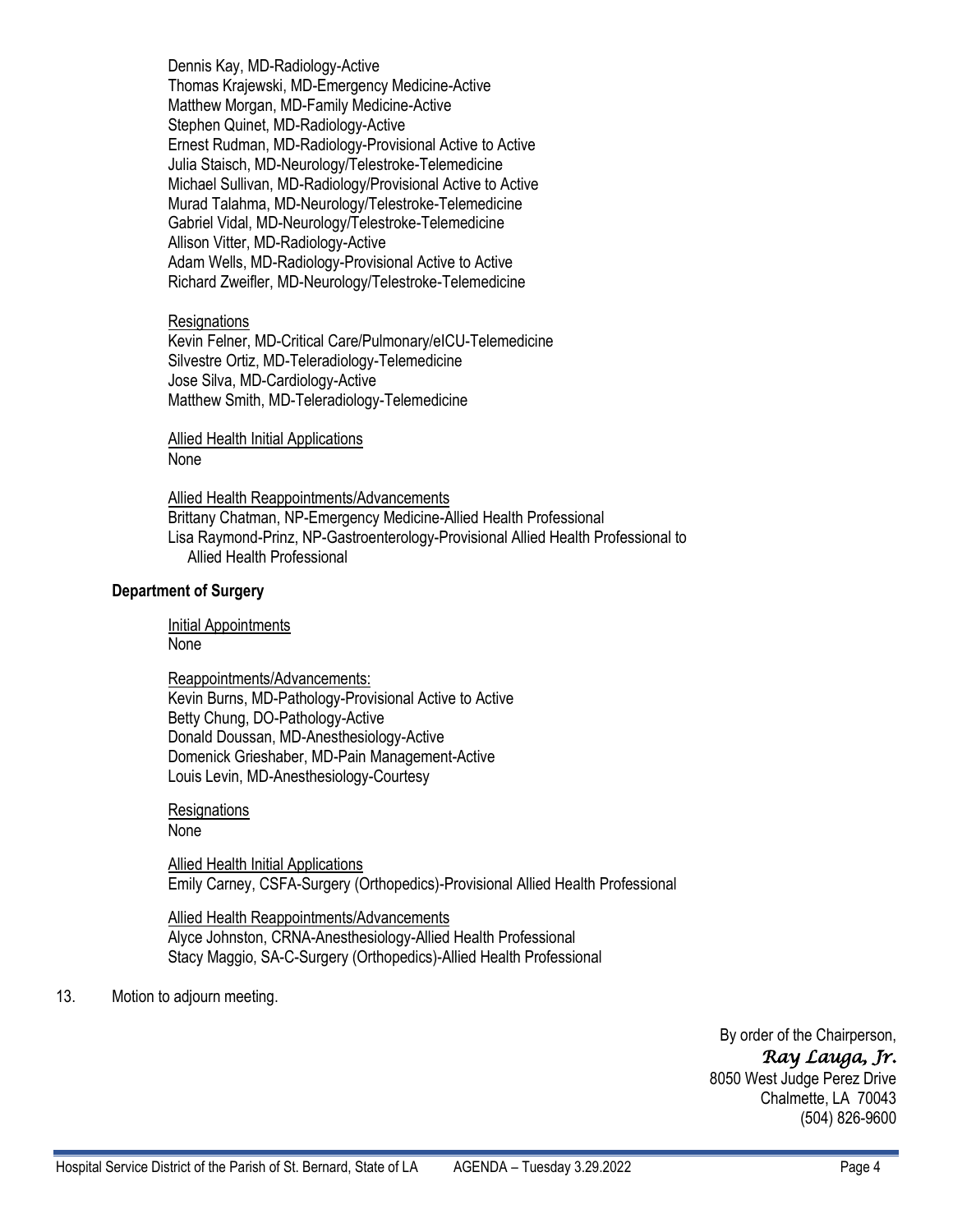Dennis Kay, MD-Radiology-Active
Thomas Krajewski, MD-Emergency Medicine-Active
Matthew Morgan, MD-Family Medicine-Active
Stephen Quinet, MD-Radiology-Active
Ernest Rudman, MD-Radiology-Provisional Active to Active
Julia Staisch, MD-Neurology/Telestroke-Telemedicine
Michael Sullivan, MD-Radiology/Provisional Active to Active
Murad Talahma, MD-Neurology/Telestroke-Telemedicine
Gabriel Vidal, MD-Neurology/Telestroke-Telemedicine
Allison Vitter, MD-Radiology-Active
Adam Wells, MD-Radiology-Provisional Active to Active
Richard Zweifler, MD-Neurology/Telestroke-Telemedicine

<u>Resignations</u>
Kevin Felner, MD-Critical Care/Pulmonary/eICU-Telemedicine
Silvestre Ortiz, MD-Teleradiology-Telemedicine
Jose Silva, MD-Cardiology-Active
Matthew Smith, MD-Teleradiology-Telemedicine

<u>Allied Health Initial Applications</u>
None

<u>Allied Health Reappointments/Advancements</u>
Brittany Chatman, NP-Emergency Medicine-Allied Health Professional
Lisa Raymond-Prinz, NP-Gastroenterology-Provisional Allied Health Professional to Allied Health Professional

**Department of Surgery**

<u>Initial Appointments</u>
None

<u>Reappointments/Advancements:</u>
Kevin Burns, MD-Pathology-Provisional Active to Active
Betty Chung, DO-Pathology-Active
Donald Doussan, MD-Anesthesiology-Active
Domenick Grieshaber, MD-Pain Management-Active
Louis Levin, MD-Anesthesiology-Courtesy

<u>Resignations</u>
None

<u>Allied Health Initial Applications</u>
Emily Carney, CSFA-Surgery (Orthopedics)-Provisional Allied Health Professional

<u>Allied Health Reappointments/Advancements</u>
Alyce Johnston, CRNA-Anesthesiology-Allied Health Professional
Stacy Maggio, SA-C-Surgery (Orthopedics)-Allied Health Professional

13. Motion to adjourn meeting.

By order of the Chairperson,
*Ray Lauga, Jr.*
8050 West Judge Perez Drive
Chalmette, LA 70043
(504) 826-9600